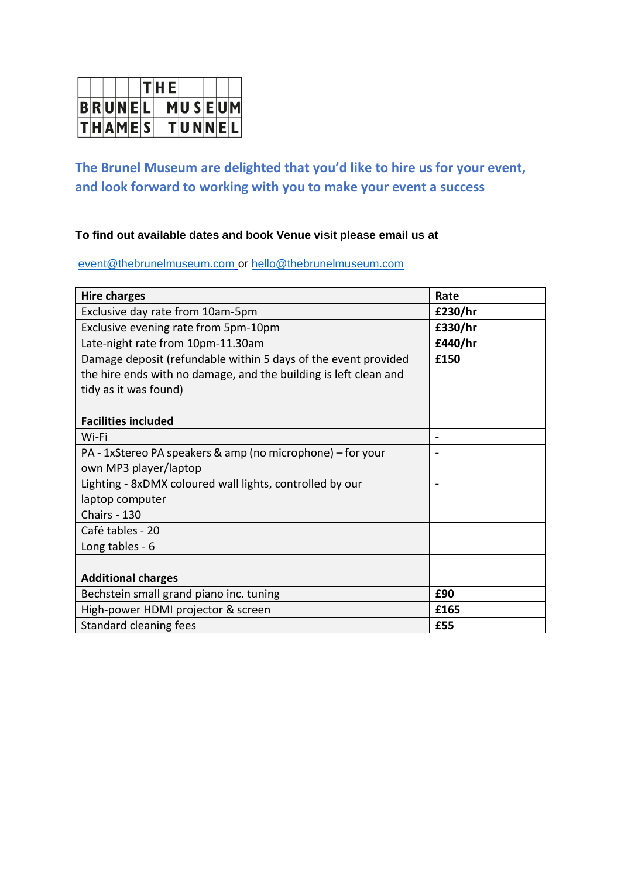THE BRUNEL MUSEUM THAMES TUNNEL

## The Brunel Museum are delighted that you'd like to hire us for your event, and look forward to working with you to make your event a success

**To find out available dates and book Venue visit please email us at**

event@thebrunelmuseum.com or hello@thebrunelmuseum.com

| Hire charges | Rate |
|---|---|
| Exclusive day rate from 10am-5pm | **£230/hr** |
| Exclusive evening rate from 5pm-10pm | **£330/hr** |
| Late-night rate from 10pm-11.30am | **£440/hr** |
| Damage deposit (refundable within 5 days of the event provided the hire ends with no damage, and the building is left clean and tidy as it was found) | **£150** |
| | |
| **Facilities included** | |
| Wi-Fi | **-** |
| PA - 1xStereo PA speakers & amp (no microphone) – for your own MP3 player/laptop | **-** |
| Lighting - 8xDMX coloured wall lights, controlled by our laptop computer | **-** |
| Chairs - 130 | |
| Café tables - 20 | |
| Long tables - 6 | |
| | |
| **Additional charges** | |
| Bechstein small grand piano inc. tuning | **£90** |
| High-power HDMI projector & screen | **£165** |
| Standard cleaning fees | **£55** |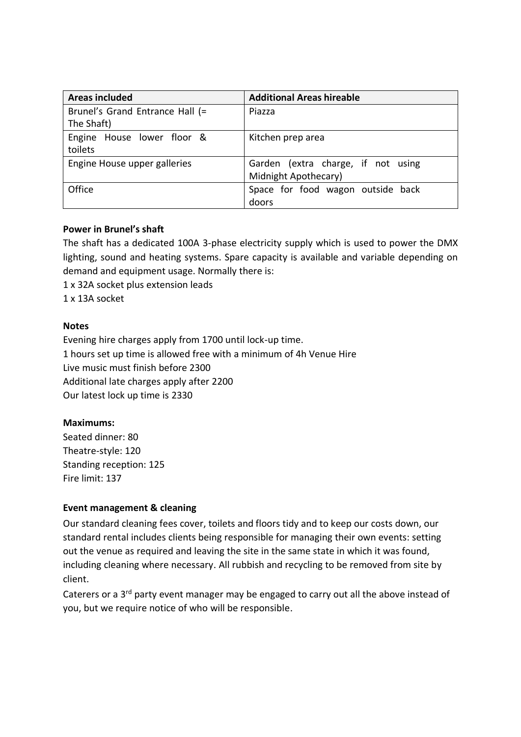| Areas included | Additional Areas hireable |
| --- | --- |
| Brunel's Grand Entrance Hall (= The Shaft) | Piazza |
| Engine House lower floor & toilets | Kitchen prep area |
| Engine House upper galleries | Garden (extra charge, if not using Midnight Apothecary) |
| Office | Space for food wagon outside back doors |

**Power in Brunel's shaft**

The shaft has a dedicated 100A 3-phase electricity supply which is used to power the DMX lighting, sound and heating systems. Spare capacity is available and variable depending on demand and equipment usage. Normally there is:

1 x 32A socket plus extension leads

1 x 13A socket

**Notes**

Evening hire charges apply from 1700 until lock-up time.

1 hours set up time is allowed free with a minimum of 4h Venue Hire

Live music must finish before 2300

Additional late charges apply after 2200

Our latest lock up time is 2330

**Maximums:**

Seated dinner: 80

Theatre-style: 120

Standing reception: 125

Fire limit: 137

**Event management & cleaning**

Our standard cleaning fees cover, toilets and floors tidy and to keep our costs down, our standard rental includes clients being responsible for managing their own events: setting out the venue as required and leaving the site in the same state in which it was found, including cleaning where necessary. All rubbish and recycling to be removed from site by client.

Caterers or a 3rd party event manager may be engaged to carry out all the above instead of you, but we require notice of who will be responsible.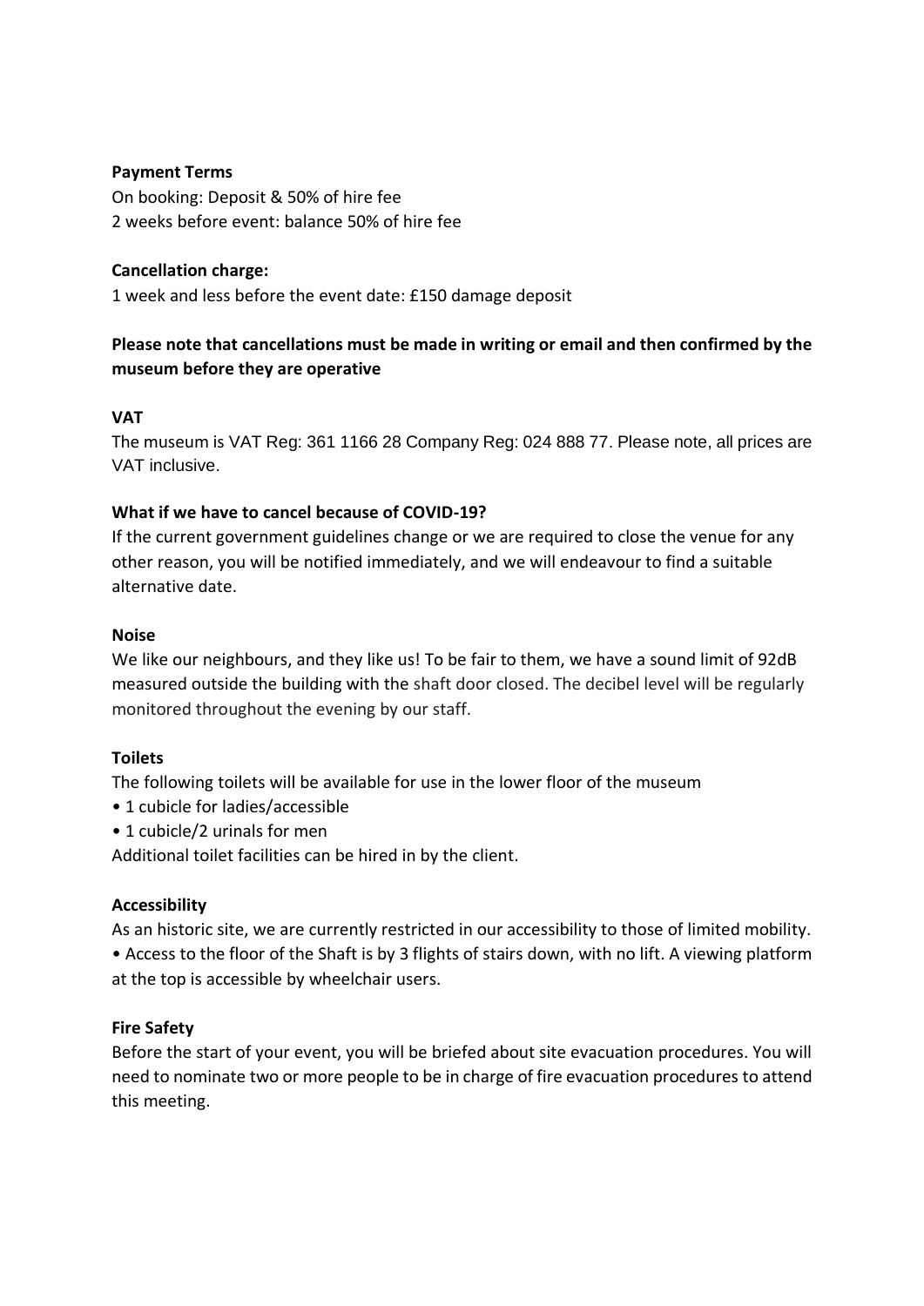**Payment Terms**

On booking: Deposit & 50% of hire fee
2 weeks before event: balance 50% of hire fee

**Cancellation charge:**

1 week and less before the event date: £150 damage deposit

**Please note that cancellations must be made in writing or email and then confirmed by the museum before they are operative**

**VAT**

The museum is VAT Reg: 361 1166 28 Company Reg: 024 888 77. Please note, all prices are VAT inclusive.

**What if we have to cancel because of COVID-19?**

If the current government guidelines change or we are required to close the venue for any other reason, you will be notified immediately, and we will endeavour to find a suitable alternative date.

**Noise**

We like our neighbours, and they like us! To be fair to them, we have a sound limit of 92dB measured outside the building with the shaft door closed. The decibel level will be regularly monitored throughout the evening by our staff.

**Toilets**

The following toilets will be available for use in the lower floor of the museum

- 1 cubicle for ladies/accessible
- 1 cubicle/2 urinals for men

Additional toilet facilities can be hired in by the client.

**Accessibility**

As an historic site, we are currently restricted in our accessibility to those of limited mobility.

- Access to the floor of the Shaft is by 3 flights of stairs down, with no lift. A viewing platform at the top is accessible by wheelchair users.

**Fire Safety**

Before the start of your event, you will be briefed about site evacuation procedures. You will need to nominate two or more people to be in charge of fire evacuation procedures to attend this meeting.